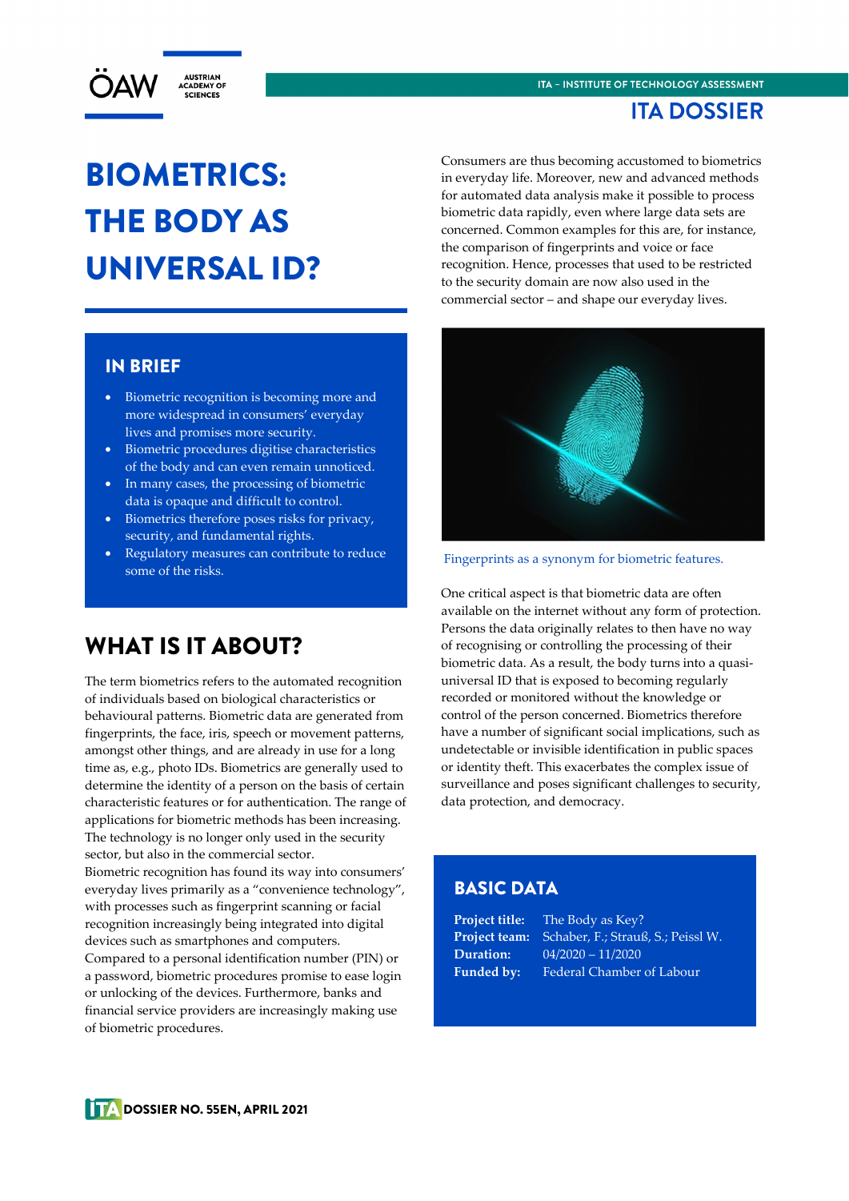# BIOMETRICS: THE BODY AS UNIVERSAL ID?

## IN BRIEF

- Biometric recognition is becoming more and more widespread in consumers' everyday lives and promises more security.
- Biometric procedures digitise characteristics of the body and can even remain unnoticed.
- In many cases, the processing of biometric data is opaque and difficult to control.
- Biometrics therefore poses risks for privacy, security, and fundamental rights.
- Regulatory measures can contribute to reduce some of the risks.

## WHAT IS IT ABOUT?

The term biometrics refers to the automated recognition of individuals based on biological characteristics or behavioural patterns. Biometric data are generated from fingerprints, the face, iris, speech or movement patterns, amongst other things, and are already in use for a long time as, e.g., photo IDs. Biometrics are generally used to determine the identity of a person on the basis of certain characteristic features or for authentication. The range of applications for biometric methods has been increasing. The technology is no longer only used in the security sector, but also in the commercial sector.

Biometric recognition has found its way into consumers' everyday lives primarily as a "convenience technology", with processes such as fingerprint scanning or facial recognition increasingly being integrated into digital devices such as smartphones and computers.

Compared to a personal identification number (PIN) or a password, biometric procedures promise to ease login or unlocking of the devices. Furthermore, banks and financial service providers are increasingly making use of biometric procedures.

Consumers are thus becoming accustomed to biometrics in everyday life. Moreover, new and advanced methods for automated data analysis make it possible to process biometric data rapidly, even where large data sets are concerned. Common examples for this are, for instance, the comparison of fingerprints and voice or face recognition. Hence, processes that used to be restricted to the security domain are now also used in the commercial sector – and shape our everyday lives.

Fingerprints as a synonym for biometric features.

One critical aspect is that biometric data are often available on the internet without any form of protection. Persons the data originally relates to then have no way of recognising or controlling the processing of their biometric data. As a result, the body turns into a quasi-universal ID that is exposed to becoming regularly recorded or monitored without the knowledge or control of the person concerned. Biometrics therefore have a number of significant social implications, such as undetectable or invisible identification in public spaces or identity theft. This exacerbates the complex issue of surveillance and poses significant challenges to security, data protection, and democracy.

## BASIC DATA

**Project title:** The Body as Key?
**Project team:** Schaber, F.; Strauß, S.; Peissl W.
**Duration:** 04/2020 – 11/2020
**Funded by:** Federal Chamber of Labour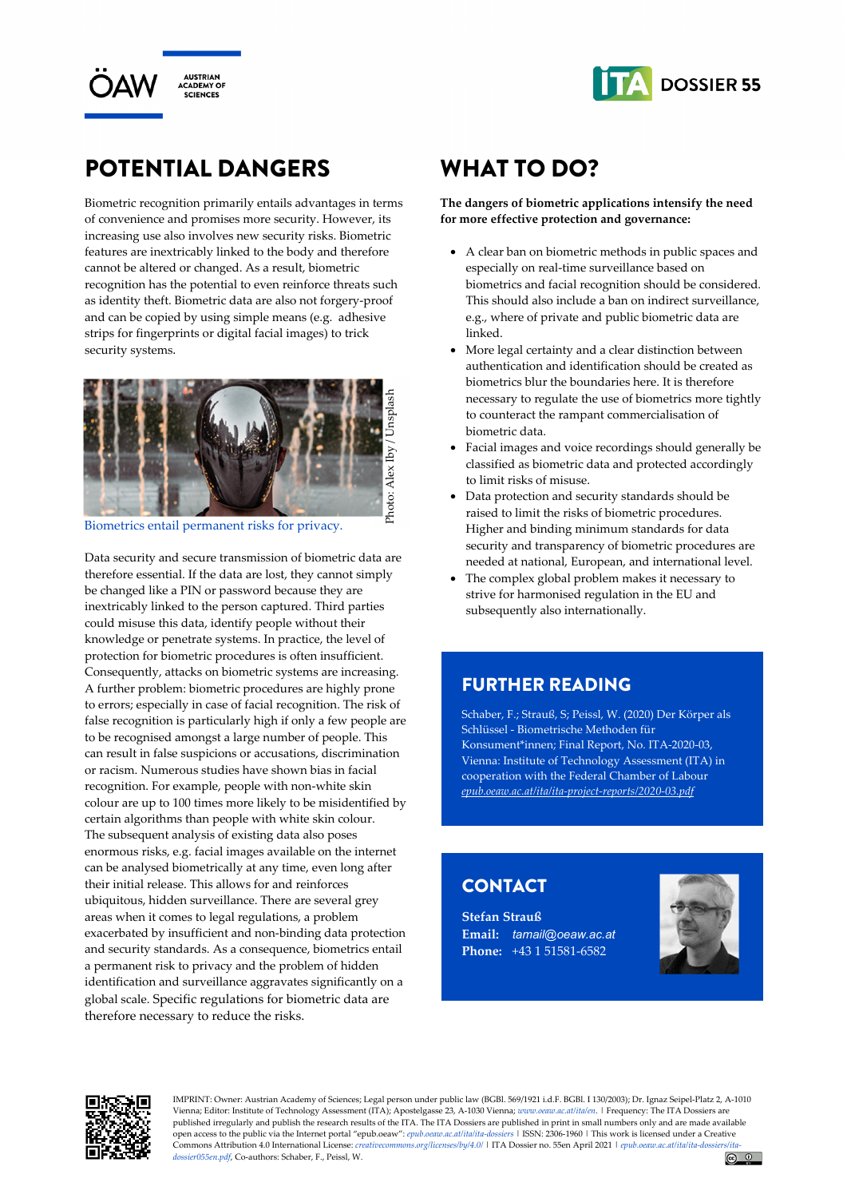# POTENTIAL DANGERS

Biometric recognition primarily entails advantages in terms of convenience and promises more security. However, its increasing use also involves new security risks. Biometric features are inextricably linked to the body and therefore cannot be altered or changed. As a result, biometric recognition has the potential to even reinforce threats such as identity theft. Biometric data are also not forgery-proof and can be copied by using simple means (e.g. adhesive strips for fingerprints or digital facial images) to trick security systems.

Photo: Alex Iby / Unsplash

Biometrics entail permanent risks for privacy.

Data security and secure transmission of biometric data are therefore essential. If the data are lost, they cannot simply be changed like a PIN or password because they are inextricably linked to the person captured. Third parties could misuse this data, identify people without their knowledge or penetrate systems. In practice, the level of protection for biometric procedures is often insufficient. Consequently, attacks on biometric systems are increasing. A further problem: biometric procedures are highly prone to errors; especially in case of facial recognition. The risk of false recognition is particularly high if only a few people are to be recognised amongst a large number of people. This can result in false suspicions or accusations, discrimination or racism. Numerous studies have shown bias in facial recognition. For example, people with non-white skin colour are up to 100 times more likely to be misidentified by certain algorithms than people with white skin colour. The subsequent analysis of existing data also poses enormous risks, e.g. facial images available on the internet can be analysed biometrically at any time, even long after their initial release. This allows for and reinforces ubiquitous, hidden surveillance. There are several grey areas when it comes to legal regulations, a problem exacerbated by insufficient and non-binding data protection and security standards. As a consequence, biometrics entail a permanent risk to privacy and the problem of hidden identification and surveillance aggravates significantly on a global scale. Specific regulations for biometric data are therefore necessary to reduce the risks.

# WHAT TO DO?

**The dangers of biometric applications intensify the need for more effective protection and governance:**

- A clear ban on biometric methods in public spaces and especially on real-time surveillance based on biometrics and facial recognition should be considered. This should also include a ban on indirect surveillance, e.g., where of private and public biometric data are linked.
- More legal certainty and a clear distinction between authentication and identification should be created as biometrics blur the boundaries here. It is therefore necessary to regulate the use of biometrics more tightly to counteract the rampant commercialisation of biometric data.
- Facial images and voice recordings should generally be classified as biometric data and protected accordingly to limit risks of misuse.
- Data protection and security standards should be raised to limit the risks of biometric procedures. Higher and binding minimum standards for data security and transparency of biometric procedures are needed at national, European, and international level.
- The complex global problem makes it necessary to strive for harmonised regulation in the EU and subsequently also internationally.

## FURTHER READING

Schaber, F.; Strauß, S; Peissl, W. (2020) Der Körper als Schlüssel - Biometrische Methoden für Konsument*innen; Final Report, No. ITA-2020-03, Vienna: Institute of Technology Assessment (ITA) in cooperation with the Federal Chamber of Labour
*epub.oeaw.ac.at/ita/ita-project-reports/2020-03.pdf*

## CONTACT

**Stefan Strauß**
**Email:** *tamail@oeaw.ac.at*
**Phone:** +43 1 51581-6582

IMPRINT: Owner: Austrian Academy of Sciences; Legal person under public law (BGBl. 569/1921 i.d.F. BGBl. I 130/2003); Dr. Ignaz Seipel-Platz 2, A-1010 Vienna; Editor: Institute of Technology Assessment (ITA); Apostelgasse 23, A-1030 Vienna; *www.oeaw.ac.at/ita/en*. | Frequency: The ITA Dossiers are published irregularly and publish the research results of the ITA. The ITA Dossiers are published in print in small numbers only and are made available open access to the public via the Internet portal "epub.oeaw": *epub.oeaw.ac.at/ita/ita-dossiers* | ISSN: 2306-1960 | This work is licensed under a Creative Commons Attribution 4.0 International License: *creativecommons.org/licenses/by/4.0/* | ITA Dossier no. 55en April 2021 | *epub.oeaw.ac.at/ita/ita-dossiers/ita-dossier055en.pdf*, Co-authors: Schaber, F., Peissl, W.